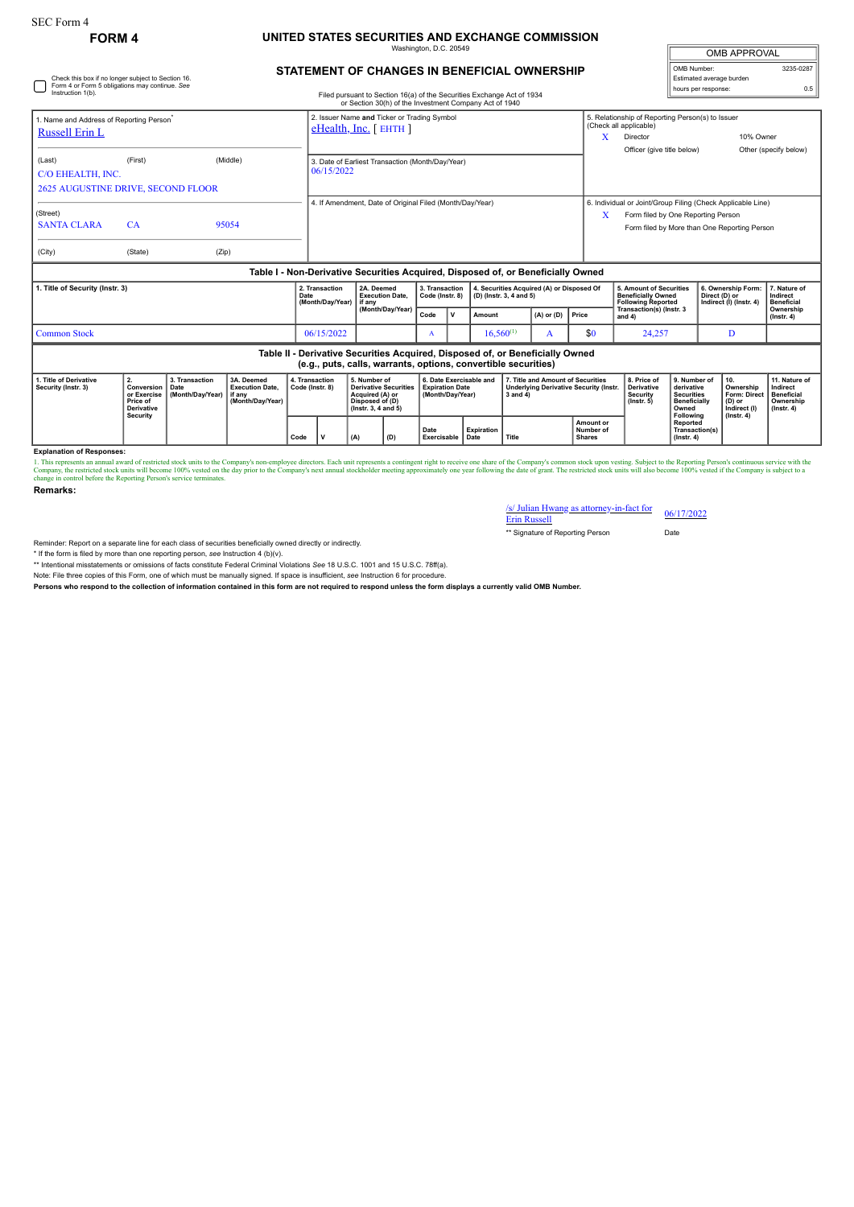SEC Form 4

**FORM 4**

# UNITED STATES SECURITIES AND EXCHANGE COMMISSION

Washington, D.C. 20549

## STATEMENT OF CHANGES IN BENEFICIAL OWNERSHIP

Filed pursuant to Section 16(a) of the Securities Exchange Act of 1934 or Section 30(h) of the Investment Company Act of 1940

| OMB APPROVAL | |
|---|---|
| OMB Number: | 3235-0287 |
| Estimated average burden | |
| hours per response: | 0.5 |

☐ Check this box if no longer subject to Section 16. Form 4 or Form 5 obligations may continue. *See* Instruction 1(b).

1. Name and Address of Reporting Person*
Russell Erin L

(Last) (First) (Middle)
C/O EHEALTH, INC.
2625 AUGUSTINE DRIVE, SECOND FLOOR

(Street)
SANTA CLARA CA 95054

(City) (State) (Zip)

2. Issuer Name **and** Ticker or Trading Symbol
eHealth, Inc. [ EHTH ]

3. Date of Earliest Transaction (Month/Day/Year)
06/15/2022

4. If Amendment, Date of Original Filed (Month/Day/Year)

5. Relationship of Reporting Person(s) to Issuer (Check all applicable)
X Director
10% Owner
Officer (give title below)
Other (specify below)

6. Individual or Joint/Group Filing (Check Applicable Line)
X Form filed by One Reporting Person
Form filed by More than One Reporting Person

### Table I - Non-Derivative Securities Acquired, Disposed of, or Beneficially Owned

| 1. Title of Security (Instr. 3) | 2. Transaction Date (Month/Day/Year) | 2A. Deemed Execution Date, if any (Month/Day/Year) | 3. Transaction Code (Instr. 8) | | 4. Securities Acquired (A) or Disposed Of (D) (Instr. 3, 4 and 5) | | | 5. Amount of Securities Beneficially Owned Following Reported Transaction(s) (Instr. 3 and 4) | 6. Ownership Form: Direct (D) or Indirect (I) (Instr. 4) | 7. Nature of Indirect Beneficial Ownership (Instr. 4) |
|---|---|---|---|---|---|---|---|---|---|---|
| | | | Code | V | Amount | (A) or (D) | Price | | | |
| Common Stock | 06/15/2022 | | A | | 16,560[1] | A | $0 | 24,257 | D | |

### Table II - Derivative Securities Acquired, Disposed of, or Beneficially Owned (e.g., puts, calls, warrants, options, convertible securities)

| 1. Title of Derivative Security (Instr. 3) | 2. Conversion or Exercise Price of Derivative Security | 3. Transaction Date (Month/Day/Year) | 3A. Deemed Execution Date, if any (Month/Day/Year) | 4. Transaction Code (Instr. 8) | | 5. Number of Derivative Securities Acquired (A) or Disposed of (D) (Instr. 3, 4 and 5) | | 6. Date Exercisable and Expiration Date (Month/Day/Year) | | 7. Title and Amount of Securities Underlying Derivative Security (Instr. 3 and 4) | | 8. Price of Derivative Security (Instr. 5) | 9. Number of derivative Securities Beneficially Owned Following Reported Transaction(s) (Instr. 4) | 10. Ownership Form: Direct (D) or Indirect (I) (Instr. 4) | 11. Nature of Indirect Beneficial Ownership (Instr. 4) |
|---|---|---|---|---|---|---|---|---|---|---|---|---|---|---|---|
| | | | | Code | V | (A) | (D) | Date Exercisable | Expiration Date | Title | Amount or Number of Shares | | | | |

**Explanation of Responses:**

1. This represents an annual award of restricted stock units to the Company's non-employee directors. Each unit represents a contingent right to receive one share of the Company's common stock upon vesting. Subject to the Reporting Person's continuous service with the Company, the restricted stock units will become 100% vested on the day prior to the Company's next annual stockholder meeting approximately one year following the date of grant. The restricted stock units will also become 100% vested if the Company is subject to a change in control before the Reporting Person's service terminates.

**Remarks:**

/s/ Julian Hwang as attorney-in-fact for Erin Russell — 06/17/2022

** Signature of Reporting Person — Date

Reminder: Report on a separate line for each class of securities beneficially owned directly or indirectly.

* If the form is filed by more than one reporting person, *see* Instruction 4 (b)(v).

** Intentional misstatements or omissions of facts constitute Federal Criminal Violations *See* 18 U.S.C. 1001 and 15 U.S.C. 78ff(a).

Note: File three copies of this Form, one of which must be manually signed. If space is insufficient, *see* Instruction 6 for procedure.

**Persons who respond to the collection of information contained in this form are not required to respond unless the form displays a currently valid OMB Number.**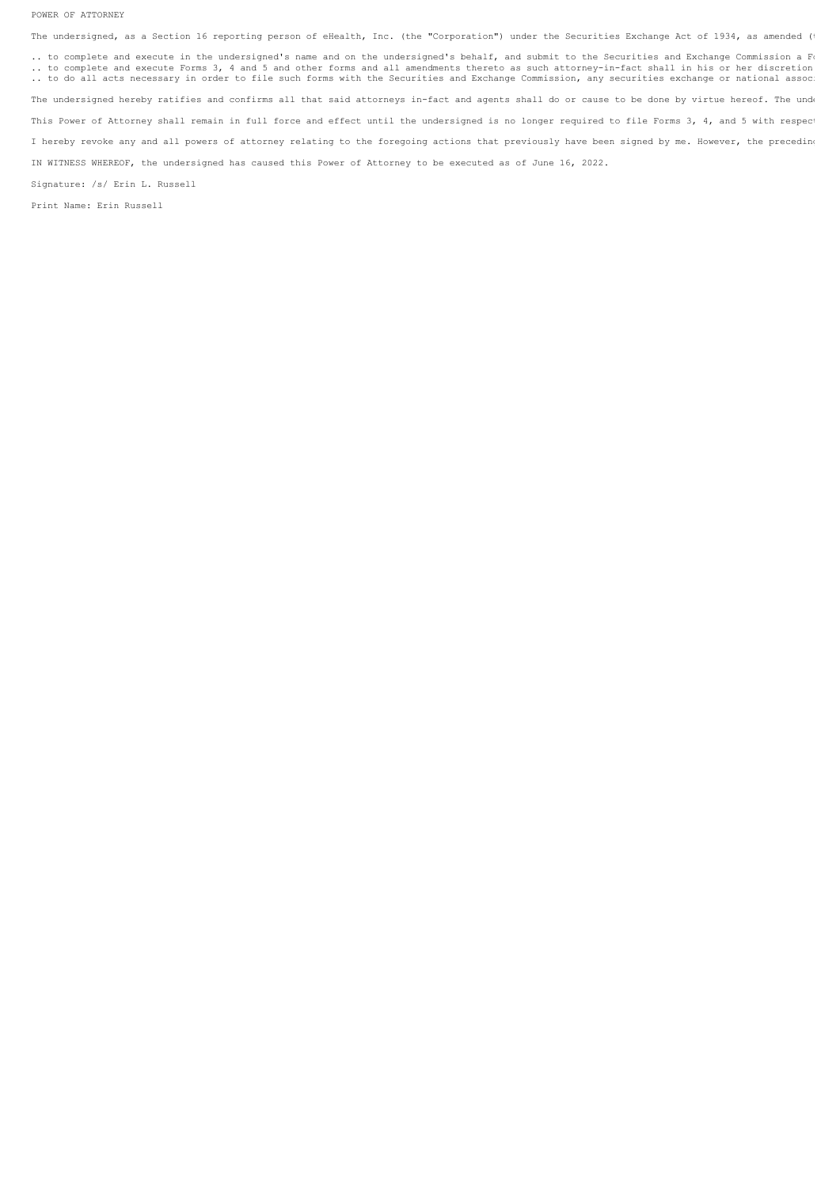POWER OF ATTORNEY

The undersigned, as a Section 16 reporting person of eHealth, Inc. (the "Corporation") under the Securities Exchange Act of 1934, as amended (t

.. to complete and execute in the undersigned's name and on the undersigned's behalf, and submit to the Securities and Exchange Commission a Fo
.. to complete and execute Forms 3, 4 and 5 and other forms and all amendments thereto as such attorney-in-fact shall in his or her discretion
.. to do all acts necessary in order to file such forms with the Securities and Exchange Commission, any securities exchange or national assoc

The undersigned hereby ratifies and confirms all that said attorneys in-fact and agents shall do or cause to be done by virtue hereof. The unde

This Power of Attorney shall remain in full force and effect until the undersigned is no longer required to file Forms 3, 4, and 5 with respect

I hereby revoke any and all powers of attorney relating to the foregoing actions that previously have been signed by me. However, the preceding

IN WITNESS WHEREOF, the undersigned has caused this Power of Attorney to be executed as of June 16, 2022.

Signature: /s/ Erin L. Russell

Print Name: Erin Russell